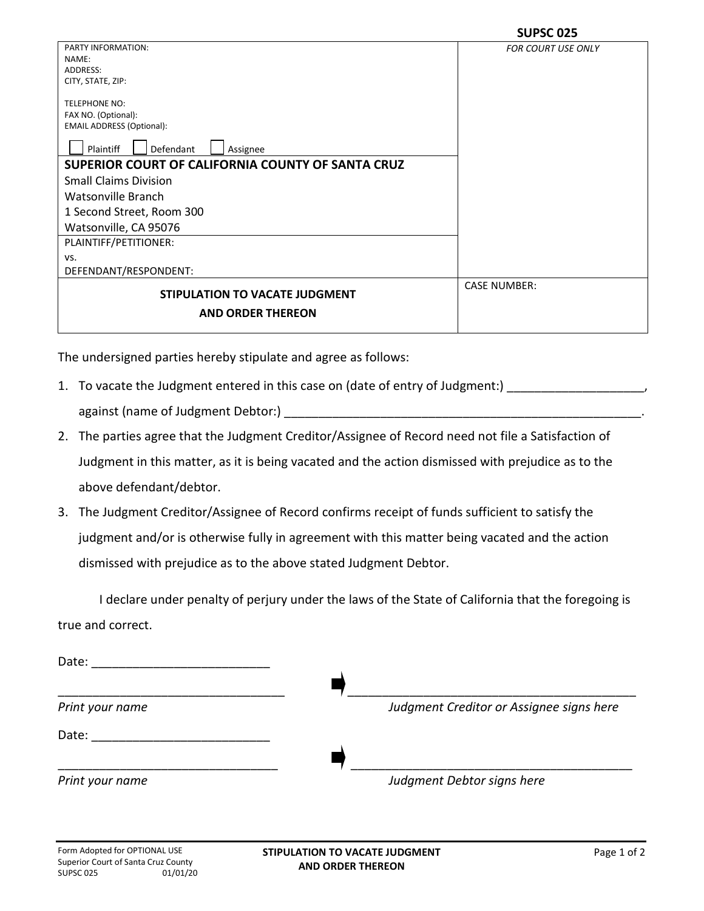**SUPSC 025**

| PARTY INFORMATION:<br>NAME:<br>ADDRESS:<br>CITY, STATE, ZIP:<br><br>TELEPHONE NO:<br>FAX NO. (Optional):<br>EMAIL ADDRESS (Optional):<br><br>☐ Plaintiff ☐ Defendant ☐ Assignee | *FOR COURT USE ONLY* |
|---|---|
| **SUPERIOR COURT OF CALIFORNIA COUNTY OF SANTA CRUZ**<br>Small Claims Division<br>Watsonville Branch<br>1 Second Street, Room 300<br>Watsonville, CA 95076 | |
| PLAINTIFF/PETITIONER:<br>vs.<br>DEFENDANT/RESPONDENT: | |
| **STIPULATION TO VACATE JUDGMENT AND ORDER THEREON** | CASE NUMBER: |

The undersigned parties hereby stipulate and agree as follows:

1. To vacate the Judgment entered in this case on (date of entry of Judgment:) ____________________, against (name of Judgment Debtor:) ______________________________________________________.
2. The parties agree that the Judgment Creditor/Assignee of Record need not file a Satisfaction of Judgment in this matter, as it is being vacated and the action dismissed with prejudice as to the above defendant/debtor.
3. The Judgment Creditor/Assignee of Record confirms receipt of funds sufficient to satisfy the judgment and/or is otherwise fully in agreement with this matter being vacated and the action dismissed with prejudice as to the above stated Judgment Debtor.

I declare under penalty of perjury under the laws of the State of California that the foregoing is true and correct.

Date: __________________________

_________________________________ ➡ ___________________________________________

*Print your name* *Judgment Creditor or Assignee signs here*

Date: __________________________

_________________________________ ➡ ___________________________________________

*Print your name* *Judgment Debtor signs here*

Form Adopted for OPTIONAL USE
Superior Court of Santa Cruz County
SUPSC 025 01/01/20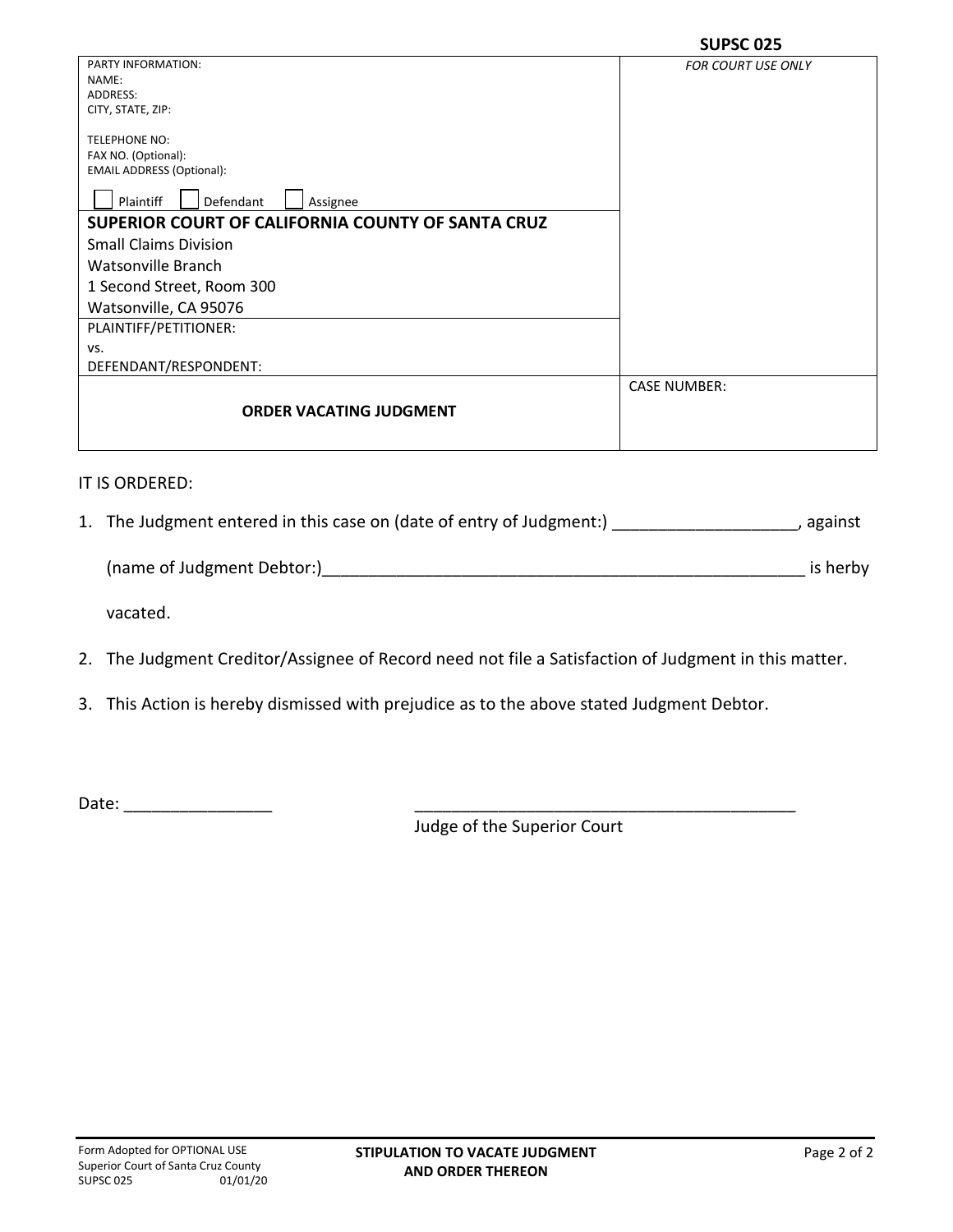SUPSC 025

| PARTY INFORMATION:<br>NAME:<br>ADDRESS:<br>CITY, STATE, ZIP:<br><br>TELEPHONE NO:<br>FAX NO. (Optional):<br>EMAIL ADDRESS (Optional):<br><br>☐ Plaintiff ☐ Defendant ☐ Assignee | *FOR COURT USE ONLY* |
|---|---|
| **SUPERIOR COURT OF CALIFORNIA COUNTY OF SANTA CRUZ**<br>Small Claims Division<br>Watsonville Branch<br>1 Second Street, Room 300<br>Watsonville, CA 95076 | |
| PLAINTIFF/PETITIONER:<br>vs.<br>DEFENDANT/RESPONDENT: | |
| **ORDER VACATING JUDGMENT** | CASE NUMBER: |

IT IS ORDERED:

1. The Judgment entered in this case on (date of entry of Judgment:) ___________________, against (name of Judgment Debtor:)_____________________________________________________ is herby vacated.
2. The Judgment Creditor/Assignee of Record need not file a Satisfaction of Judgment in this matter.
3. This Action is hereby dismissed with prejudice as to the above stated Judgment Debtor.

Date: _______________ __________________________________________

Judge of the Superior Court

Form Adopted for OPTIONAL USE
Superior Court of Santa Cruz County
SUPSC 025 01/01/20

**STIPULATION TO VACATE JUDGMENT AND ORDER THEREON**